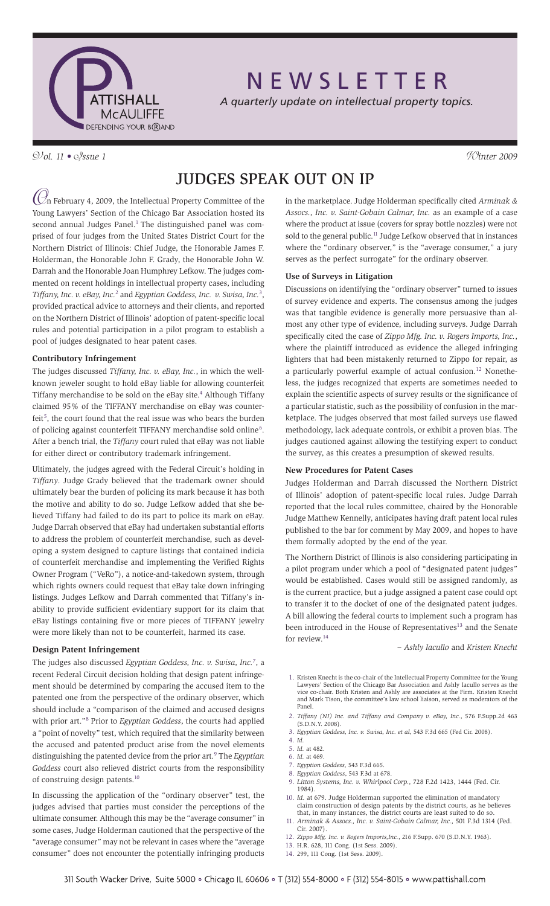# NEWSLETTER

*A quarterly update on intellectual property topics.*

*Vol. 11 • Issue 1* *Winter 2009*

## JUDGES SPEAK OUT ON IP

On February 4, 2009, the Intellectual Property Committee of the Young Lawyers' Section of the Chicago Bar Association hosted its second annual Judges Panel.[1] The distinguished panel was comprised of four judges from the United States District Court for the Northern District of Illinois: Chief Judge, the Honorable James F. Holderman, the Honorable John F. Grady, the Honorable John W. Darrah and the Honorable Joan Humphrey Lefkow. The judges commented on recent holdings in intellectual property cases, including *Tiffany, Inc. v. eBay, Inc.*[2] and *Egyptian Goddess, Inc. v. Swisa, Inc.*[3], provided practical advice to attorneys and their clients, and reported on the Northern District of Illinois' adoption of patent-specific local rules and potential participation in a pilot program to establish a pool of judges designated to hear patent cases.

### Contributory Infringement

The judges discussed *Tiffany, Inc. v. eBay, Inc.*, in which the well-known jeweler sought to hold eBay liable for allowing counterfeit Tiffany merchandise to be sold on the eBay site.[4] Although Tiffany claimed 95% of the TIFFANY merchandise on eBay was counterfeit[5], the court found that the real issue was who bears the burden of policing against counterfeit TIFFANY merchandise sold online[6]. After a bench trial, the *Tiffany* court ruled that eBay was not liable for either direct or contributory trademark infringement.

Ultimately, the judges agreed with the Federal Circuit's holding in *Tiffany*. Judge Grady believed that the trademark owner should ultimately bear the burden of policing its mark because it has both the motive and ability to do so. Judge Lefkow added that she believed Tiffany had failed to do its part to police its mark on eBay. Judge Darrah observed that eBay had undertaken substantial efforts to address the problem of counterfeit merchandise, such as developing a system designed to capture listings that contained indicia of counterfeit merchandise and implementing the Verified Rights Owner Program ("VeRo"), a notice-and-takedown system, through which rights owners could request that eBay take down infringing listings. Judges Lefkow and Darrah commented that Tiffany's inability to provide sufficient evidentiary support for its claim that eBay listings containing five or more pieces of TIFFANY jewelry were more likely than not to be counterfeit, harmed its case.

### Design Patent Infringement

The judges also discussed *Egyptian Goddess, Inc. v. Swisa, Inc.*[7], a recent Federal Circuit decision holding that design patent infringement should be determined by comparing the accused item to the patented one from the perspective of the ordinary observer, which should include a "comparison of the claimed and accused designs with prior art."[8] Prior to *Egyptian Goddess*, the courts had applied a "point of novelty" test, which required that the similarity between the accused and patented product arise from the novel elements distinguishing the patented device from the prior art.[9] The *Egyptian Goddess* court also relieved district courts from the responsibility of construing design patents.[10]

In discussing the application of the "ordinary observer" test, the judges advised that parties must consider the perceptions of the ultimate consumer. Although this may be the "average consumer" in some cases, Judge Holderman cautioned that the perspective of the "average consumer" may not be relevant in cases where the "average consumer" does not encounter the potentially infringing products in the marketplace. Judge Holderman specifically cited *Arminak & Assocs., Inc. v. Saint-Gobain Calmar, Inc.* as an example of a case where the product at issue (covers for spray bottle nozzles) were not sold to the general public.[11] Judge Lefkow observed that in instances where the "ordinary observer," is the "average consumer," a jury serves as the perfect surrogate" for the ordinary observer.

### Use of Surveys in Litigation

Discussions on identifying the "ordinary observer" turned to issues of survey evidence and experts. The consensus among the judges was that tangible evidence is generally more persuasive than almost any other type of evidence, including surveys. Judge Darrah specifically cited the case of *Zippo Mfg. Inc. v. Rogers Imports, Inc.*, where the plaintiff introduced as evidence the alleged infringing lighters that had been mistakenly returned to Zippo for repair, as a particularly powerful example of actual confusion.[12] Nonetheless, the judges recognized that experts are sometimes needed to explain the scientific aspects of survey results or the significance of a particular statistic, such as the possibility of confusion in the marketplace. The judges observed that most failed surveys use flawed methodology, lack adequate controls, or exhibit a proven bias. The judges cautioned against allowing the testifying expert to conduct the survey, as this creates a presumption of skewed results.

### New Procedures for Patent Cases

Judges Holderman and Darrah discussed the Northern District of Illinois' adoption of patent-specific local rules. Judge Darrah reported that the local rules committee, chaired by the Honorable Judge Matthew Kennelly, anticipates having draft patent local rules published to the bar for comment by May 2009, and hopes to have them formally adopted by the end of the year.

The Northern District of Illinois is also considering participating in a pilot program under which a pool of "designated patent judges" would be established. Cases would still be assigned randomly, as is the current practice, but a judge assigned a patent case could opt to transfer it to the docket of one of the designated patent judges. A bill allowing the federal courts to implement such a program has been introduced in the House of Representatives[13] and the Senate for review.[14]

*– Ashly Iacullo* and *Kristen Knecht*

---

1. Kristen Knecht is the co-chair of the Intellectual Property Committee for the Young Lawyers' Section of the Chicago Bar Association and Ashly Iacullo serves as the vice co-chair. Both Kristen and Ashly are associates at the Firm. Kristen Knecht and Mark Tison, the committee's law school liaison, served as moderators of the Panel.
2. *Tiffany (NJ) Inc. and Tiffany and Company v. eBay, Inc.*, 576 F.Supp.2d 463 (S.D.N.Y. 2008).
3. *Egyptian Goddess, Inc. v. Swisa, Inc. et al*, 543 F.3d 665 (Fed Cir. 2008).
4. *Id.*
5. *Id.* at 482.
6. *Id.* at 469.
7. *Egyption Goddess*, 543 F.3d 665.
8. *Egyptian Goddess*, 543 F.3d at 678.
9. *Litton Systems, Inc. v. Whirlpool Corp.*, 728 F.2d 1423, 1444 (Fed. Cir. 1984).
10. *Id.* at 679. Judge Holderman supported the elimination of mandatory claim construction of design patents by the district courts, as he believes that, in many instances, the district courts are least suited to do so.
11. *Arminak & Assocs., Inc. v. Saint-Gobain Calmar, Inc.*, 501 F.3d 1314 (Fed. Cir. 2007).
12. *Zippo Mfg. Inc. v. Rogers Imports,Inc.*, 216 F.Supp. 670 (S.D.N.Y. 1963).
13. H.R. 628, 111 Cong. (1st Sess. 2009).
14. 299, 111 Cong. (1st Sess. 2009).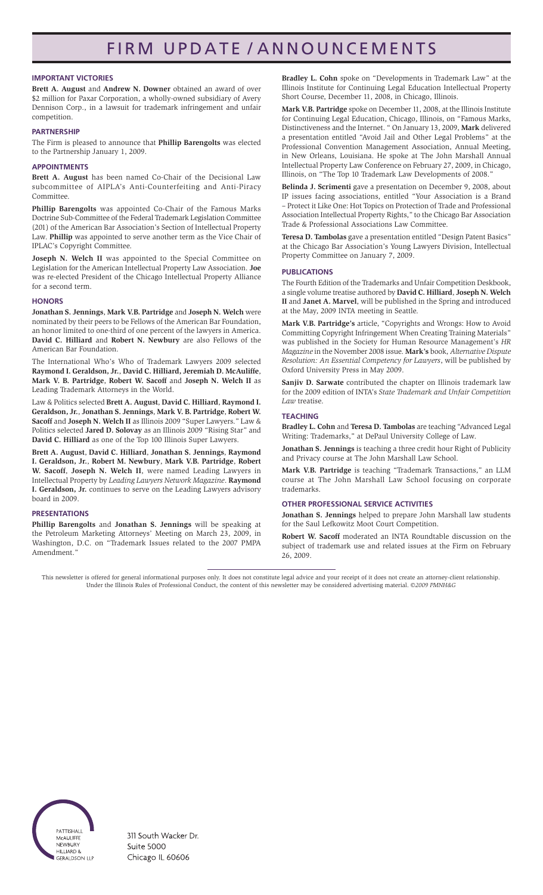# FIRM UPDATE / ANNOUNCEMENTS

## IMPORTANT VICTORIES

**Brett A. August** and **Andrew N. Downer** obtained an award of over $2 million for Paxar Corporation, a wholly-owned subsidiary of Avery Dennison Corp., in a lawsuit for trademark infringement and unfair competition.

## PARTNERSHIP

The Firm is pleased to announce that **Phillip Barengolts** was elected to the Partnership January 1, 2009.

## APPOINTMENTS

**Brett A. August** has been named Co-Chair of the Decisional Law subcommittee of AIPLA's Anti-Counterfeiting and Anti-Piracy Committee.

**Phillip Barengolts** was appointed Co-Chair of the Famous Marks Doctrine Sub-Committee of the Federal Trademark Legislation Committee (201) of the American Bar Association's Section of Intellectual Property Law. **Phillip** was appointed to serve another term as the Vice Chair of IPLAC's Copyright Committee.

**Joseph N. Welch II** was appointed to the Special Committee on Legislation for the American Intellectual Property Law Association. **Joe** was re-elected President of the Chicago Intellectual Property Alliance for a second term.

## HONORS

**Jonathan S. Jennings**, **Mark V.B. Partridge** and **Joseph N. Welch** were nominated by their peers to be Fellows of the American Bar Foundation, an honor limited to one-third of one percent of the lawyers in America. **David C. Hilliard** and **Robert N. Newbury** are also Fellows of the American Bar Foundation.

The International Who's Who of Trademark Lawyers 2009 selected **Raymond I. Geraldson, Jr.**, **David C. Hilliard, Jeremiah D. McAuliffe**, **Mark V. B. Partridge**, **Robert W. Sacoff** and **Joseph N. Welch II** as Leading Trademark Attorneys in the World.

Law & Politics selected **Brett A. August**, **David C. Hilliard**, **Raymond I. Geraldson, Jr.**, **Jonathan S. Jennings**, **Mark V. B. Partridge**, **Robert W. Sacoff** and **Joseph N. Welch II** as Illinois 2009 "Super Lawyers." Law & Politics selected **Jared D. Solovay** as an Illinois 2009 "Rising Star" and **David C. Hilliard** as one of the Top 100 Illinois Super Lawyers.

**Brett A. August**, **David C. Hilliard**, **Jonathan S. Jennings**, **Raymond I. Geraldson, Jr.**, **Robert M. Newbury**, **Mark V.B. Partridge**, **Robert W. Sacoff**, **Joseph N. Welch II**, were named Leading Lawyers in Intellectual Property by *Leading Lawyers Network Magazine*. **Raymond I. Geraldson, Jr.** continues to serve on the Leading Lawyers advisory board in 2009.

## PRESENTATIONS

**Phillip Barengolts** and **Jonathan S. Jennings** will be speaking at the Petroleum Marketing Attorneys' Meeting on March 23, 2009, in Washington, D.C. on "Trademark Issues related to the 2007 PMPA Amendment."

**Bradley L. Cohn** spoke on "Developments in Trademark Law" at the Illinois Institute for Continuing Legal Education Intellectual Property Short Course, December 11, 2008, in Chicago, Illinois.

**Mark V.B. Partridge** spoke on December 11, 2008, at the Illinois Institute for Continuing Legal Education, Chicago, Illinois, on "Famous Marks, Distinctiveness and the Internet. " On January 13, 2009, **Mark** delivered a presentation entitled "Avoid Jail and Other Legal Problems" at the Professional Convention Management Association, Annual Meeting, in New Orleans, Louisiana. He spoke at The John Marshall Annual Intellectual Property Law Conference on February 27, 2009, in Chicago, Illinois, on "The Top 10 Trademark Law Developments of 2008."

**Belinda J. Scrimenti** gave a presentation on December 9, 2008, about IP issues facing associations, entitled "Your Association is a Brand – Protect it Like One: Hot Topics on Protection of Trade and Professional Association Intellectual Property Rights," to the Chicago Bar Association Trade & Professional Associations Law Committee.

**Teresa D. Tambolas** gave a presentation entitled "Design Patent Basics" at the Chicago Bar Association's Young Lawyers Division, Intellectual Property Committee on January 7, 2009.

## PUBLICATIONS

The Fourth Edition of the Trademarks and Unfair Competition Deskbook, a single volume treatise authored by **David C. Hilliard**, **Joseph N. Welch II** and **Janet A. Marvel**, will be published in the Spring and introduced at the May, 2009 INTA meeting in Seattle.

**Mark V.B. Partridge's** article, "Copyrights and Wrongs: How to Avoid Committing Copyright Infringement When Creating Training Materials" was published in the Society for Human Resource Management's *HR Magazine* in the November 2008 issue. **Mark's** book, *Alternative Dispute Resolution: An Essential Competency for Lawyers*, will be published by Oxford University Press in May 2009.

**Sanjiv D. Sarwate** contributed the chapter on Illinois trademark law for the 2009 edition of INTA's *State Trademark and Unfair Competition Law* treatise.

## TEACHING

**Bradley L. Cohn** and **Teresa D. Tambolas** are teaching "Advanced Legal Writing: Trademarks," at DePaul University College of Law.

**Jonathan S. Jennings** is teaching a three credit hour Right of Publicity and Privacy course at The John Marshall Law School.

**Mark V.B. Partridge** is teaching "Trademark Transactions," an LLM course at The John Marshall Law School focusing on corporate trademarks.

## OTHER PROFESSIONAL SERVICE ACTIVITIES

**Jonathan S. Jennings** helped to prepare John Marshall law students for the Saul Lefkowitz Moot Court Competition.

**Robert W. Sacoff** moderated an INTA Roundtable discussion on the subject of trademark use and related issues at the Firm on February 26, 2009.

---

This newsletter is offered for general informational purposes only. It does not constitute legal advice and your receipt of it does not create an attorney-client relationship. Under the Illinois Rules of Professional Conduct, the content of this newsletter may be considered advertising material. *©2009 PMNH&G*

PATTISHALL McAULIFFE NEWBURY HILLIARD & GERALDSON LLP

311 South Wacker Dr.
Suite 5000
Chicago IL 60606